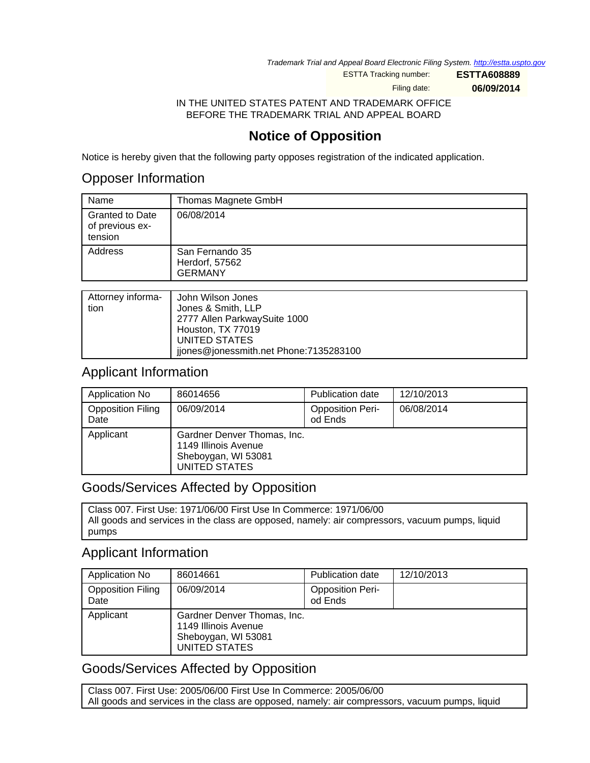Trademark Trial and Appeal Board Electronic Filing System. http://estta.uspto.gov

ESTTA Tracking number: **ESTTA608889**

Filing date: **06/09/2014**

IN THE UNITED STATES PATENT AND TRADEMARK OFFICE
BEFORE THE TRADEMARK TRIAL AND APPEAL BOARD

# Notice of Opposition

Notice is hereby given that the following party opposes registration of the indicated application.

## Opposer Information

| | |
|---|---|
| Name | Thomas Magnete GmbH |
| Granted to Date of previous extension | 06/08/2014 |
| Address | San Fernando 35<br>Herdorf, 57562<br>GERMANY |

| | |
|---|---|
| Attorney information | John Wilson Jones<br>Jones & Smith, LLP<br>2777 Allen ParkwaySuite 1000<br>Houston, TX 77019<br>UNITED STATES<br>jjones@jonessmith.net Phone:7135283100 |

## Applicant Information

| | | | |
|---|---|---|---|
| Application No | 86014656 | Publication date | 12/10/2013 |
| Opposition Filing Date | 06/09/2014 | Opposition Period Ends | 06/08/2014 |
| Applicant | Gardner Denver Thomas, Inc.<br>1149 Illinois Avenue<br>Sheboygan, WI 53081<br>UNITED STATES | | |

## Goods/Services Affected by Opposition

Class 007. First Use: 1971/06/00 First Use In Commerce: 1971/06/00
All goods and services in the class are opposed, namely: air compressors, vacuum pumps, liquid pumps

## Applicant Information

| | | | |
|---|---|---|---|
| Application No | 86014661 | Publication date | 12/10/2013 |
| Opposition Filing Date | 06/09/2014 | Opposition Period Ends | |
| Applicant | Gardner Denver Thomas, Inc.<br>1149 Illinois Avenue<br>Sheboygan, WI 53081<br>UNITED STATES | | |

## Goods/Services Affected by Opposition

Class 007. First Use: 2005/06/00 First Use In Commerce: 2005/06/00
All goods and services in the class are opposed, namely: air compressors, vacuum pumps, liquid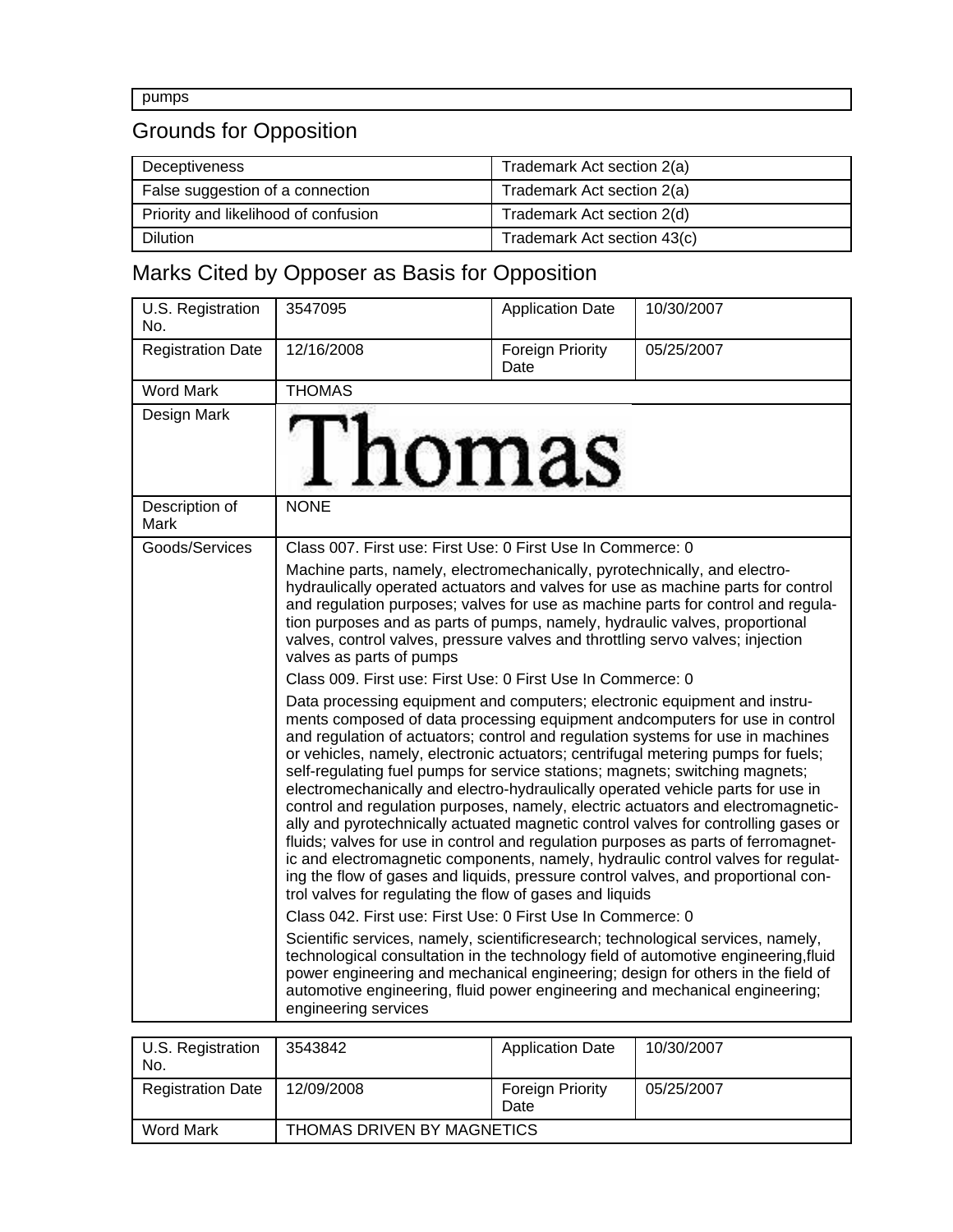| pumps |
| --- |

## Grounds for Opposition

| Deceptiveness | Trademark Act section 2(a) |
| --- | --- |
| False suggestion of a connection | Trademark Act section 2(a) |
| Priority and likelihood of confusion | Trademark Act section 2(d) |
| Dilution | Trademark Act section 43(c) |

## Marks Cited by Opposer as Basis for Opposition

| U.S. Registration No. | 3547095 | Application Date | 10/30/2007 |
| --- | --- | --- | --- |
| Registration Date | 12/16/2008 | Foreign Priority Date | 05/25/2007 |
| Word Mark | THOMAS | | |
| Design Mark | Thomas | | |
| Description of Mark | NONE | | |
| Goods/Services | Class 007. First use: First Use: 0 First Use In Commerce: 0<br>Machine parts, namely, electromechanically, pyrotechnically, and electro-hydraulically operated actuators and valves for use as machine parts for control and regulation purposes; valves for use as machine parts for control and regulation purposes and as parts of pumps, namely, hydraulic valves, proportional valves, control valves, pressure valves and throttling servo valves; injection valves as parts of pumps<br>Class 009. First use: First Use: 0 First Use In Commerce: 0<br>Data processing equipment and computers; electronic equipment and instruments composed of data processing equipment andcomputers for use in control and regulation of actuators; control and regulation systems for use in machines or vehicles, namely, electronic actuators; centrifugal metering pumps for fuels; self-regulating fuel pumps for service stations; magnets; switching magnets; electromechanically and electro-hydraulically operated vehicle parts for use in control and regulation purposes, namely, electric actuators and electromagnetically and pyrotechnically actuated magnetic control valves for controlling gases or fluids; valves for use in control and regulation purposes as parts of ferromagnetic and electromagnetic components, namely, hydraulic control valves for regulating the flow of gases and liquids, pressure control valves, and proportional control valves for regulating the flow of gases and liquids<br>Class 042. First use: First Use: 0 First Use In Commerce: 0<br>Scientific services, namely, scientificresearch; technological services, namely, technological consultation in the technology field of automotive engineering,fluid power engineering and mechanical engineering; design for others in the field of automotive engineering, fluid power engineering and mechanical engineering; engineering services | | |

| U.S. Registration No. | 3543842 | Application Date | 10/30/2007 |
| --- | --- | --- | --- |
| Registration Date | 12/09/2008 | Foreign Priority Date | 05/25/2007 |
| Word Mark | THOMAS DRIVEN BY MAGNETICS | | |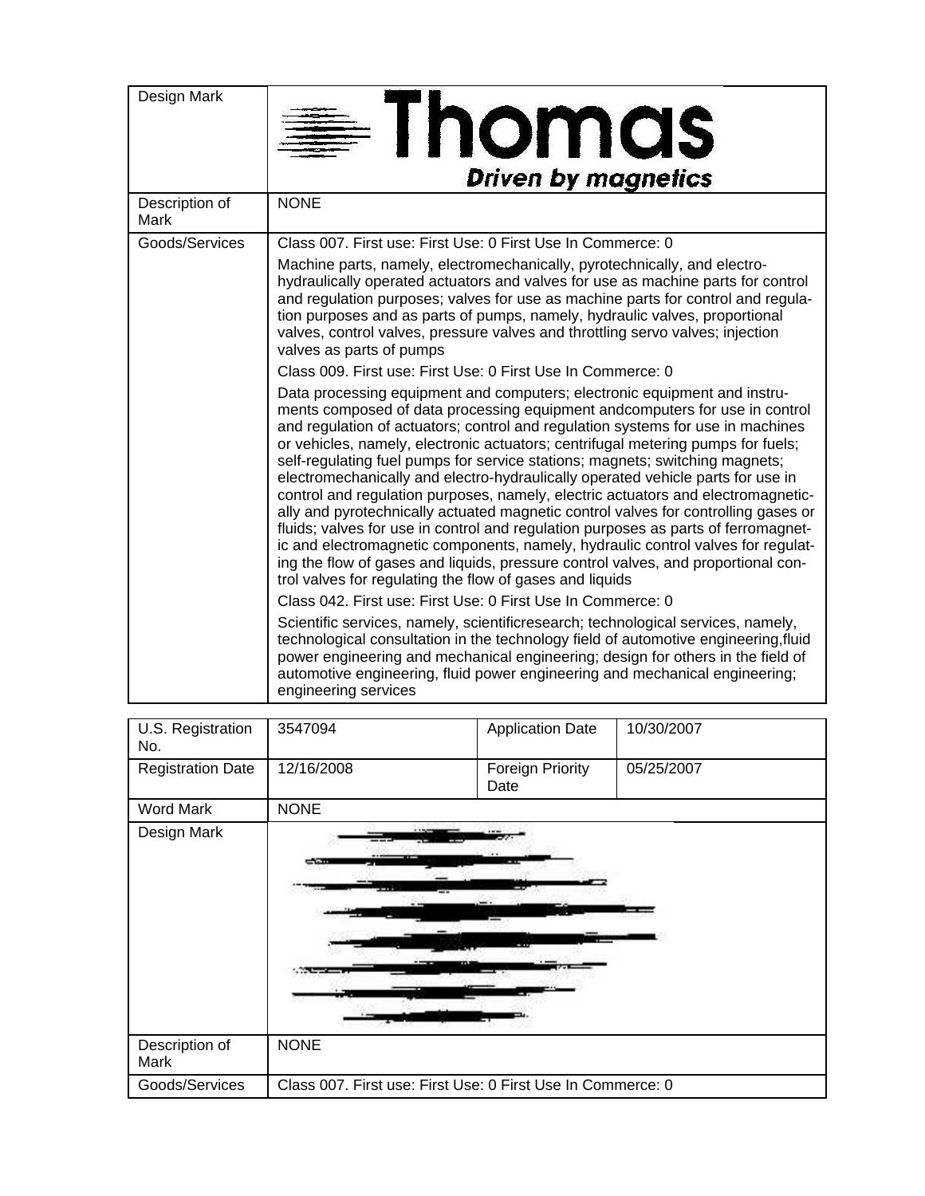| | |
|---|---|
| Design Mark | Thomas *Driven by magnetics* |
| Description of Mark | NONE |
| Goods/Services | Class 007. First use: First Use: 0 First Use In Commerce: 0<br><br>Machine parts, namely, electromechanically, pyrotechnically, and electro-hydraulically operated actuators and valves for use as machine parts for control and regulation purposes; valves for use as machine parts for control and regulation purposes and as parts of pumps, namely, hydraulic valves, proportional valves, control valves, pressure valves and throttling servo valves; injection valves as parts of pumps<br><br>Class 009. First use: First Use: 0 First Use In Commerce: 0<br><br>Data processing equipment and computers; electronic equipment and instruments composed of data processing equipment andcomputers for use in control and regulation of actuators; control and regulation systems for use in machines or vehicles, namely, electronic actuators; centrifugal metering pumps for fuels; self-regulating fuel pumps for service stations; magnets; switching magnets; electromechanically and electro-hydraulically operated vehicle parts for use in control and regulation purposes, namely, electric actuators and electromagnetically and pyrotechnically actuated magnetic control valves for controlling gases or fluids; valves for use in control and regulation purposes as parts of ferromagnetic and electromagnetic components, namely, hydraulic control valves for regulating the flow of gases and liquids, pressure control valves, and proportional control valves for regulating the flow of gases and liquids<br><br>Class 042. First use: First Use: 0 First Use In Commerce: 0<br><br>Scientific services, namely, scientificresearch; technological services, namely, technological consultation in the technology field of automotive engineering,fluid power engineering and mechanical engineering; design for others in the field of automotive engineering, fluid power engineering and mechanical engineering; engineering services |

| | | | |
|---|---|---|---|
| U.S. Registration No. | 3547094 | Application Date | 10/30/2007 |
| Registration Date | 12/16/2008 | Foreign Priority Date | 05/25/2007 |
| Word Mark | NONE | | |
| Design Mark | | | |
| Description of Mark | NONE | | |
| Goods/Services | Class 007. First use: First Use: 0 First Use In Commerce: 0 | | |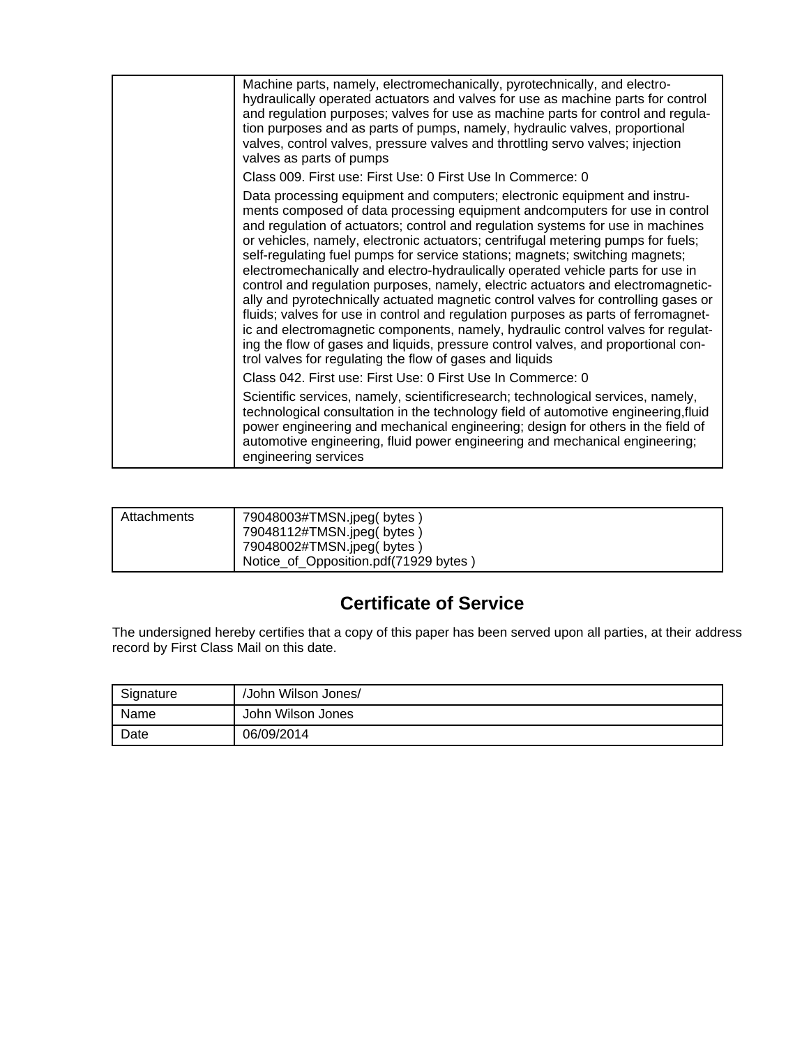| | |
|---|---|
| | Machine parts, namely, electromechanically, pyrotechnically, and electro-hydraulically operated actuators and valves for use as machine parts for control and regulation purposes; valves for use as machine parts for control and regulation purposes and as parts of pumps, namely, hydraulic valves, proportional valves, control valves, pressure valves and throttling servo valves; injection valves as parts of pumps |
| | Class 009. First use: First Use: 0 First Use In Commerce: 0 |
| | Data processing equipment and computers; electronic equipment and instruments composed of data processing equipment andcomputers for use in control and regulation of actuators; control and regulation systems for use in machines or vehicles, namely, electronic actuators; centrifugal metering pumps for fuels; self-regulating fuel pumps for service stations; magnets; switching magnets; electromechanically and electro-hydraulically operated vehicle parts for use in control and regulation purposes, namely, electric actuators and electromagnetically and pyrotechnically actuated magnetic control valves for controlling gases or fluids; valves for use in control and regulation purposes as parts of ferromagnetic and electromagnetic components, namely, hydraulic control valves for regulating the flow of gases and liquids, pressure control valves, and proportional control valves for regulating the flow of gases and liquids |
| | Class 042. First use: First Use: 0 First Use In Commerce: 0 |
| | Scientific services, namely, scientificresearch; technological services, namely, technological consultation in the technology field of automotive engineering,fluid power engineering and mechanical engineering; design for others in the field of automotive engineering, fluid power engineering and mechanical engineering; engineering services |

| | |
|---|---|
| Attachments | 79048003#TMSN.jpeg( bytes )<br>79048112#TMSN.jpeg( bytes )<br>79048002#TMSN.jpeg( bytes )<br>Notice_of_Opposition.pdf(71929 bytes ) |

## Certificate of Service

The undersigned hereby certifies that a copy of this paper has been served upon all parties, at their address record by First Class Mail on this date.

| | |
|---|---|
| Signature | /John Wilson Jones/ |
| Name | John Wilson Jones |
| Date | 06/09/2014 |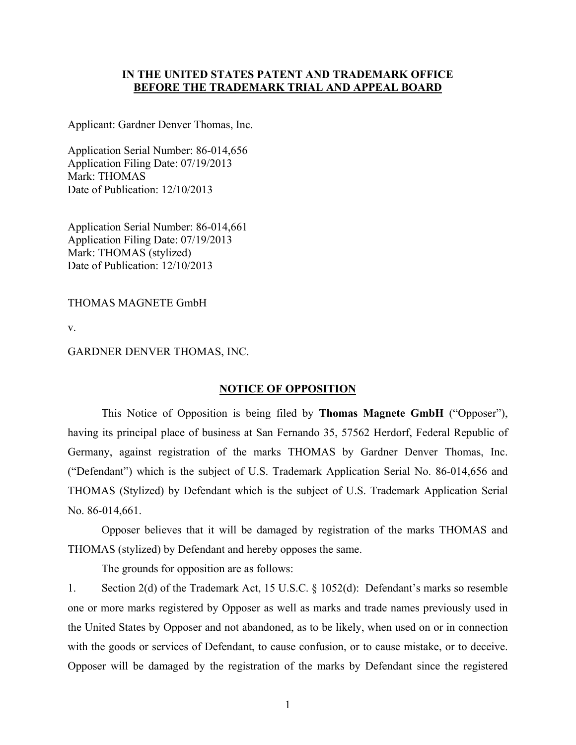**IN THE UNITED STATES PATENT AND TRADEMARK OFFICE**
**BEFORE THE TRADEMARK TRIAL AND APPEAL BOARD**

Applicant: Gardner Denver Thomas, Inc.

Application Serial Number: 86-014,656
Application Filing Date: 07/19/2013
Mark: THOMAS
Date of Publication: 12/10/2013

Application Serial Number: 86-014,661
Application Filing Date: 07/19/2013
Mark: THOMAS (stylized)
Date of Publication: 12/10/2013

THOMAS MAGNETE GmbH

v.

GARDNER DENVER THOMAS, INC.

## NOTICE OF OPPOSITION

This Notice of Opposition is being filed by **Thomas Magnete GmbH** ("Opposer"), having its principal place of business at San Fernando 35, 57562 Herdorf, Federal Republic of Germany, against registration of the marks THOMAS by Gardner Denver Thomas, Inc. ("Defendant") which is the subject of U.S. Trademark Application Serial No. 86-014,656 and THOMAS (Stylized) by Defendant which is the subject of U.S. Trademark Application Serial No. 86-014,661.

Opposer believes that it will be damaged by registration of the marks THOMAS and THOMAS (stylized) by Defendant and hereby opposes the same.

The grounds for opposition are as follows:

1. Section 2(d) of the Trademark Act, 15 U.S.C. § 1052(d): Defendant's marks so resemble one or more marks registered by Opposer as well as marks and trade names previously used in the United States by Opposer and not abandoned, as to be likely, when used on or in connection with the goods or services of Defendant, to cause confusion, or to cause mistake, or to deceive. Opposer will be damaged by the registration of the marks by Defendant since the registered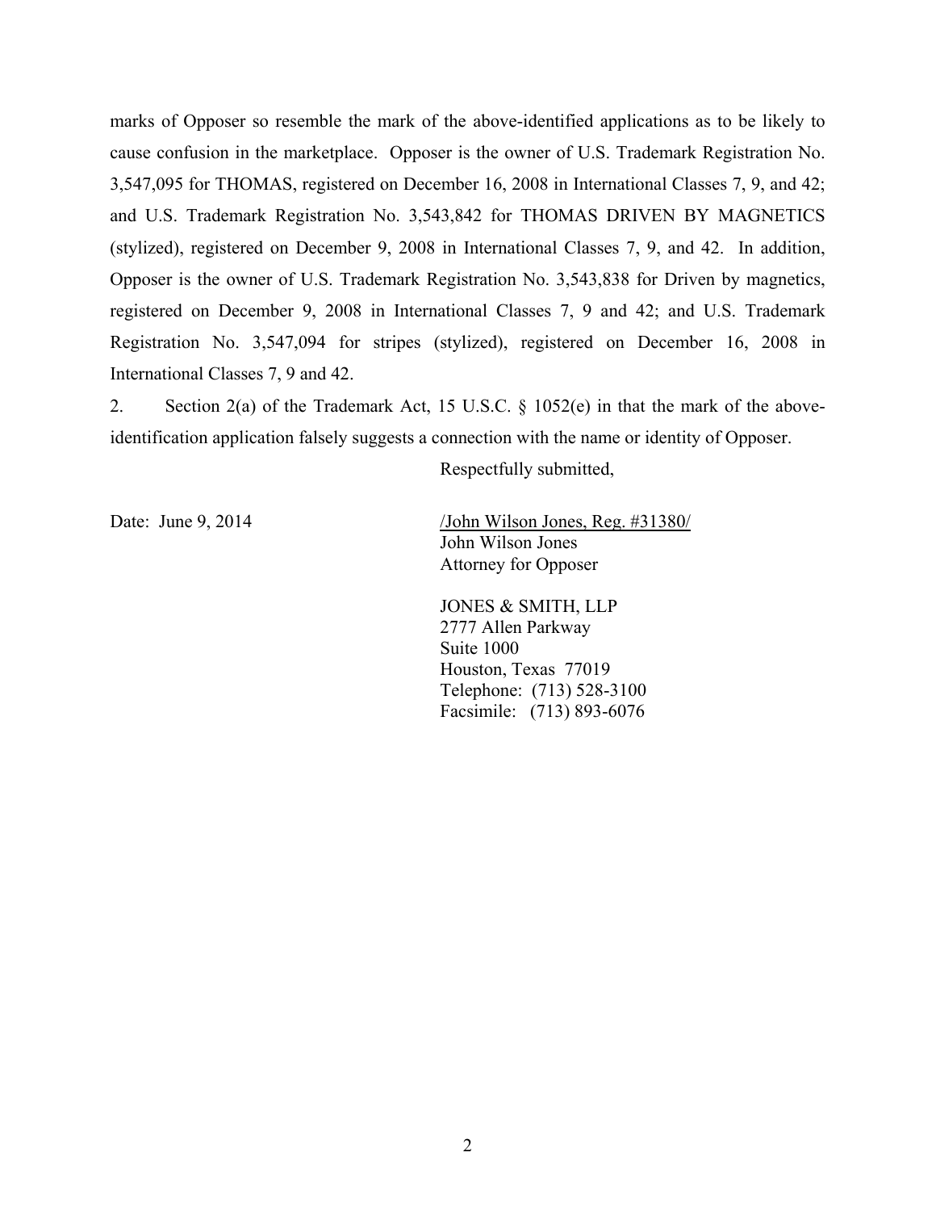marks of Opposer so resemble the mark of the above-identified applications as to be likely to cause confusion in the marketplace. Opposer is the owner of U.S. Trademark Registration No. 3,547,095 for THOMAS, registered on December 16, 2008 in International Classes 7, 9, and 42; and U.S. Trademark Registration No. 3,543,842 for THOMAS DRIVEN BY MAGNETICS (stylized), registered on December 9, 2008 in International Classes 7, 9, and 42. In addition, Opposer is the owner of U.S. Trademark Registration No. 3,543,838 for Driven by magnetics, registered on December 9, 2008 in International Classes 7, 9 and 42; and U.S. Trademark Registration No. 3,547,094 for stripes (stylized), registered on December 16, 2008 in International Classes 7, 9 and 42.

2. Section 2(a) of the Trademark Act, 15 U.S.C. § 1052(e) in that the mark of the above-identification application falsely suggests a connection with the name or identity of Opposer.

Respectfully submitted,

Date: June 9, 2014

/John Wilson Jones, Reg. #31380/
John Wilson Jones
Attorney for Opposer

JONES & SMITH, LLP
2777 Allen Parkway
Suite 1000
Houston, Texas 77019
Telephone: (713) 528-3100
Facsimile: (713) 893-6076